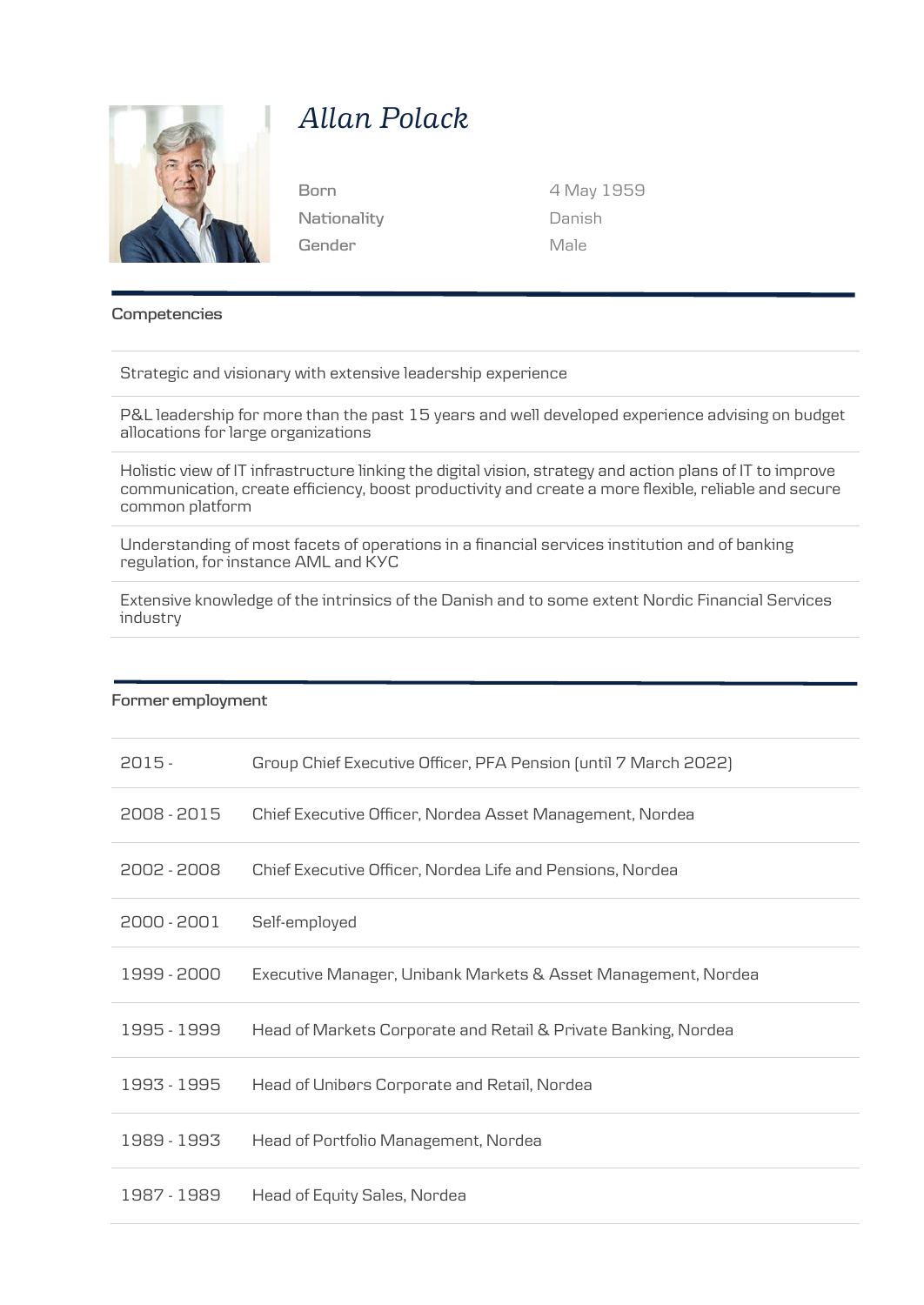# *Allan Polack*

| | |
|---|---|
| Born | 4 May 1959 |
| Nationality | Danish |
| Gender | Male |

## Competencies

- Strategic and visionary with extensive leadership experience
- P&L leadership for more than the past 15 years and well developed experience advising on budget allocations for large organizations
- Holistic view of IT infrastructure linking the digital vision, strategy and action plans of IT to improve communication, create efficiency, boost productivity and create a more flexible, reliable and secure common platform
- Understanding of most facets of operations in a financial services institution and of banking regulation, for instance AML and KYC
- Extensive knowledge of the intrinsics of the Danish and to some extent Nordic Financial Services industry

## Former employment

| | |
|---|---|
| 2015 - | Group Chief Executive Officer, PFA Pension (until 7 March 2022) |
| 2008 - 2015 | Chief Executive Officer, Nordea Asset Management, Nordea |
| 2002 - 2008 | Chief Executive Officer, Nordea Life and Pensions, Nordea |
| 2000 - 2001 | Self-employed |
| 1999 - 2000 | Executive Manager, Unibank Markets & Asset Management, Nordea |
| 1995 - 1999 | Head of Markets Corporate and Retail & Private Banking, Nordea |
| 1993 - 1995 | Head of Unibørs Corporate and Retail, Nordea |
| 1989 - 1993 | Head of Portfolio Management, Nordea |
| 1987 - 1989 | Head of Equity Sales, Nordea |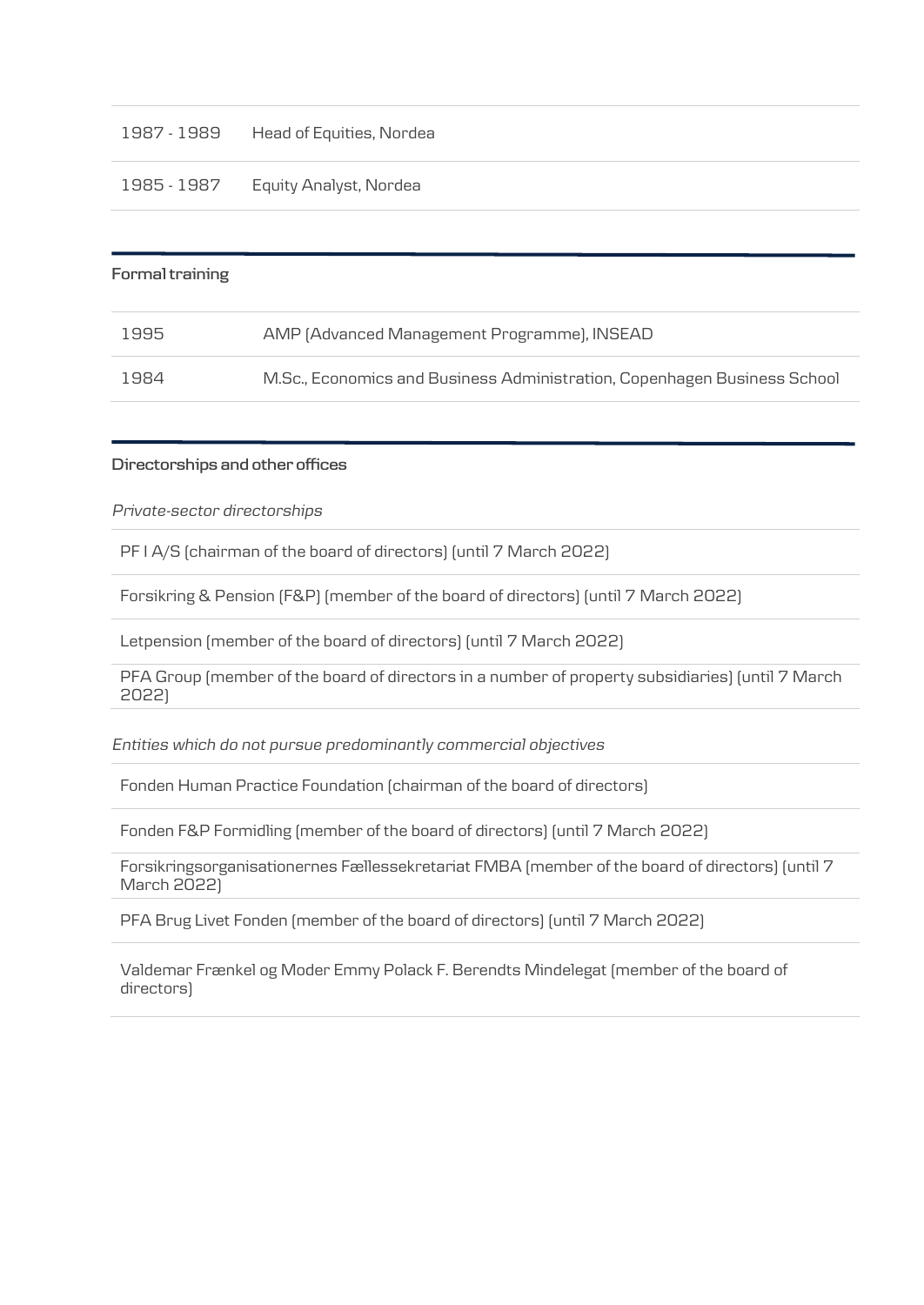| | |
|---|---|
| 1987 - 1989 | Head of Equities, Nordea |
| 1985 - 1987 | Equity Analyst, Nordea |

## Formal training

| | |
|---|---|
| 1995 | AMP (Advanced Management Programme), INSEAD |
| 1984 | M.Sc., Economics and Business Administration, Copenhagen Business School |

## Directorships and other offices

*Private-sector directorships*

- PF I A/S (chairman of the board of directors) (until 7 March 2022)
- Forsikring & Pension (F&P) (member of the board of directors) (until 7 March 2022)
- Letpension (member of the board of directors) (until 7 March 2022)
- PFA Group (member of the board of directors in a number of property subsidiaries) (until 7 March 2022)

*Entities which do not pursue predominantly commercial objectives*

- Fonden Human Practice Foundation (chairman of the board of directors)
- Fonden F&P Formidling (member of the board of directors) (until 7 March 2022)
- Forsikringsorganisationernes Fællessekretariat FMBA (member of the board of directors) (until 7 March 2022)
- PFA Brug Livet Fonden (member of the board of directors) (until 7 March 2022)
- Valdemar Frænkel og Moder Emmy Polack F. Berendts Mindelegat (member of the board of directors)